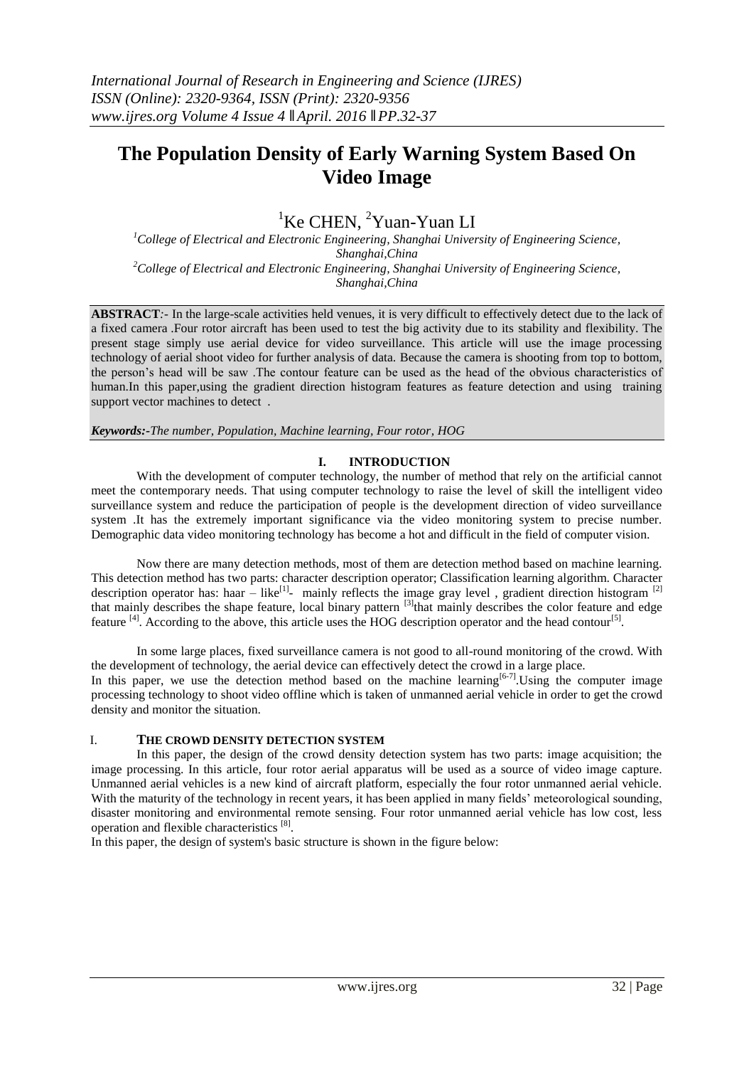# The Population Density of Early Warning System Based On Video Image

[1]Ke CHEN, [2]Yuan-Yuan LI

*[1]College of Electrical and Electronic Engineering, Shanghai University of Engineering Science, Shanghai,China*
*[2]College of Electrical and Electronic Engineering, Shanghai University of Engineering Science, Shanghai,China*

**ABSTRACT**:- In the large-scale activities held venues, it is very difficult to effectively detect due to the lack of a fixed camera .Four rotor aircraft has been used to test the big activity due to its stability and flexibility. The present stage simply use aerial device for video surveillance. This article will use the image processing technology of aerial shoot video for further analysis of data. Because the camera is shooting from top to bottom, the person's head will be saw .The contour feature can be used as the head of the obvious characteristics of human.In this paper,using the gradient direction histogram features as feature detection and using training support vector machines to detect .

***Keywords:-****The number, Population, Machine learning, Four rotor, HOG*

## I. INTRODUCTION

With the development of computer technology, the number of method that rely on the artificial cannot meet the contemporary needs. That using computer technology to raise the level of skill the intelligent video surveillance system and reduce the participation of people is the development direction of video surveillance system .It has the extremely important significance via the video monitoring system to precise number. Demographic data video monitoring technology has become a hot and difficult in the field of computer vision.

Now there are many detection methods, most of them are detection method based on machine learning. This detection method has two parts: character description operator; Classification learning algorithm. Character description operator has: haar – like[1]- mainly reflects the image gray level , gradient direction histogram [2] that mainly describes the shape feature, local binary pattern [3]that mainly describes the color feature and edge feature [4]. According to the above, this article uses the HOG description operator and the head contour[5].

In some large places, fixed surveillance camera is not good to all-round monitoring of the crowd. With the development of technology, the aerial device can effectively detect the crowd in a large place.
In this paper, we use the detection method based on the machine learning[6-7].Using the computer image processing technology to shoot video offline which is taken of unmanned aerial vehicle in order to get the crowd density and monitor the situation.

## I. THE CROWD DENSITY DETECTION SYSTEM

In this paper, the design of the crowd density detection system has two parts: image acquisition; the image processing. In this article, four rotor aerial apparatus will be used as a source of video image capture. Unmanned aerial vehicles is a new kind of aircraft platform, especially the four rotor unmanned aerial vehicle. With the maturity of the technology in recent years, it has been applied in many fields' meteorological sounding, disaster monitoring and environmental remote sensing. Four rotor unmanned aerial vehicle has low cost, less operation and flexible characteristics [8].
In this paper, the design of system's basic structure is shown in the figure below: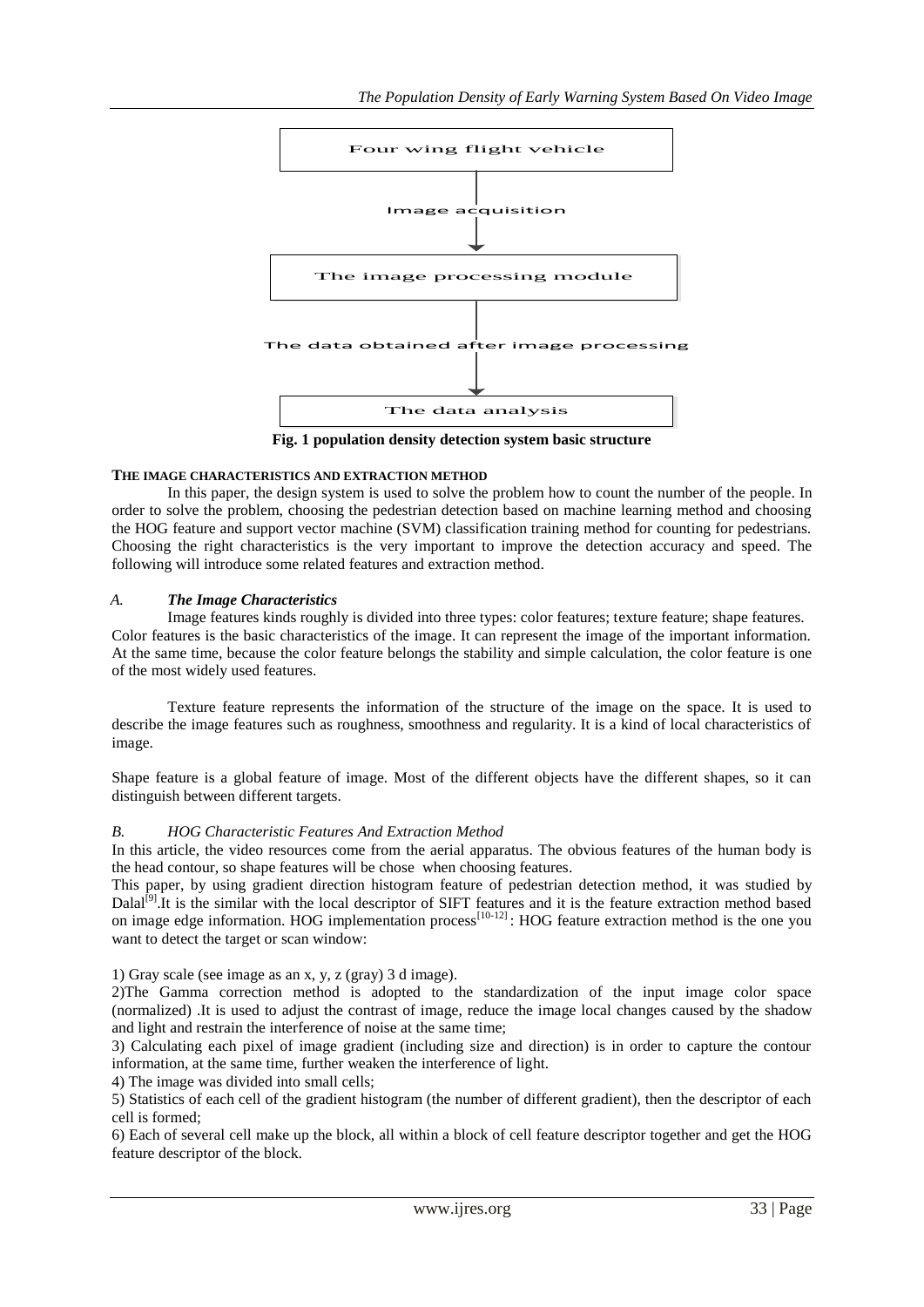Four wing flight vehicle

Image acquisition

The image processing module

The data obtained after image processing

The data analysis

**Fig. 1 population density detection system basic structure**

## THE IMAGE CHARACTERISTICS AND EXTRACTION METHOD

In this paper, the design system is used to solve the problem how to count the number of the people. In order to solve the problem, choosing the pedestrian detection based on machine learning method and choosing the HOG feature and support vector machine (SVM) classification training method for counting for pedestrians. Choosing the right characteristics is the very important to improve the detection accuracy and speed. The following will introduce some related features and extraction method.

### *A. **The Image Characteristics***

Image features kinds roughly is divided into three types: color features; texture feature; shape features. Color features is the basic characteristics of the image. It can represent the image of the important information. At the same time, because the color feature belongs the stability and simple calculation, the color feature is one of the most widely used features.

Texture feature represents the information of the structure of the image on the space. It is used to describe the image features such as roughness, smoothness and regularity. It is a kind of local characteristics of image.

Shape feature is a global feature of image. Most of the different objects have the different shapes, so it can distinguish between different targets.

### *B. HOG Characteristic Features And Extraction Method*

In this article, the video resources come from the aerial apparatus. The obvious features of the human body is the head contour, so shape features will be chose when choosing features.

This paper, by using gradient direction histogram feature of pedestrian detection method, it was studied by Dalal[9].It is the similar with the local descriptor of SIFT features and it is the feature extraction method based on image edge information. HOG implementation process[10-12]: HOG feature extraction method is the one you want to detect the target or scan window:

1) Gray scale (see image as an x, y, z (gray) 3 d image).

2)The Gamma correction method is adopted to the standardization of the input image color space (normalized) .It is used to adjust the contrast of image, reduce the image local changes caused by the shadow and light and restrain the interference of noise at the same time;

3) Calculating each pixel of image gradient (including size and direction) is in order to capture the contour information, at the same time, further weaken the interference of light.

4) The image was divided into small cells;

5) Statistics of each cell of the gradient histogram (the number of different gradient), then the descriptor of each cell is formed;

6) Each of several cell make up the block, all within a block of cell feature descriptor together and get the HOG feature descriptor of the block.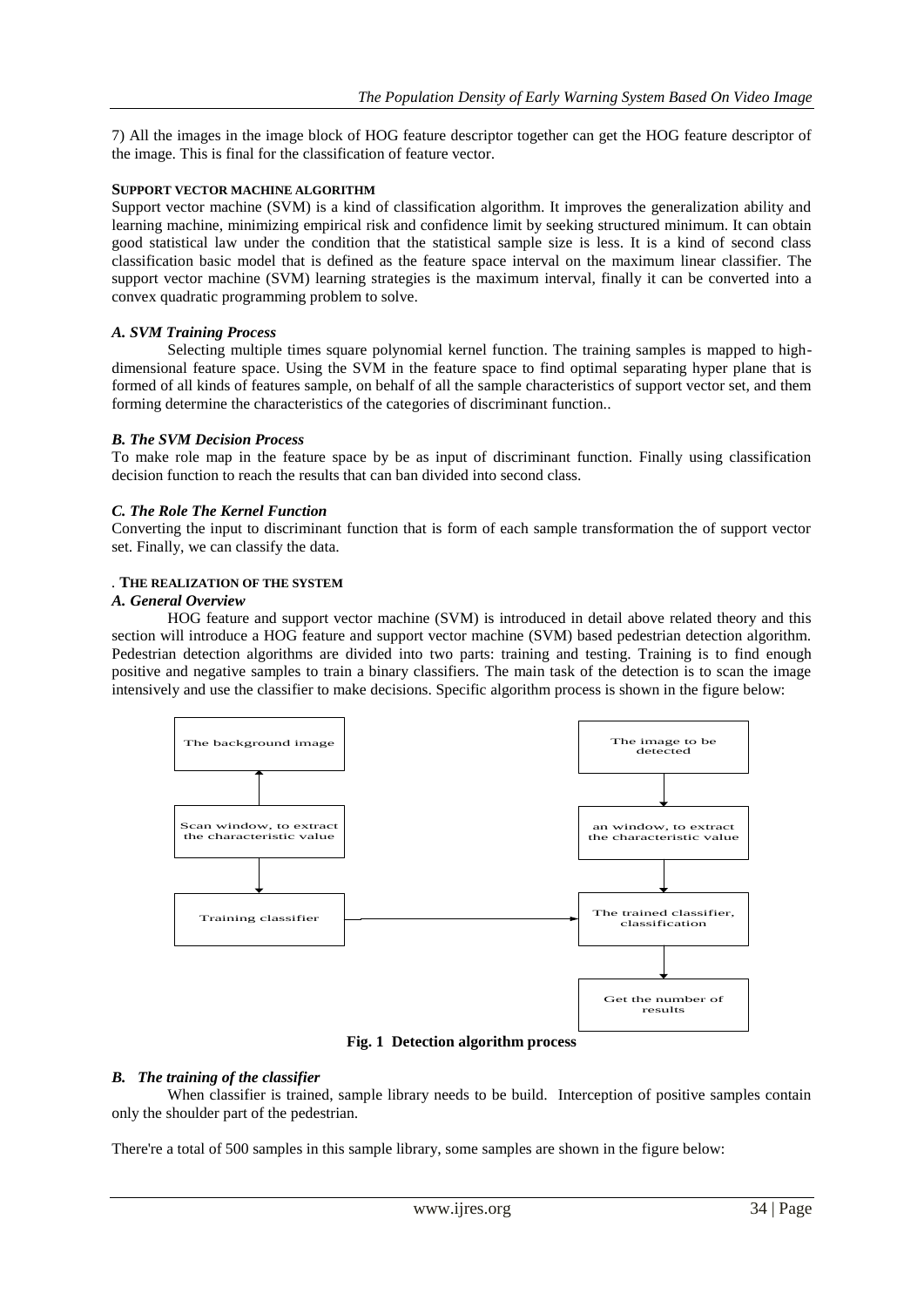7) All the images in the image block of HOG feature descriptor together can get the HOG feature descriptor of the image. This is final for the classification of feature vector.

#### SUPPORT VECTOR MACHINE ALGORITHM

Support vector machine (SVM) is a kind of classification algorithm. It improves the generalization ability and learning machine, minimizing empirical risk and confidence limit by seeking structured minimum. It can obtain good statistical law under the condition that the statistical sample size is less. It is a kind of second class classification basic model that is defined as the feature space interval on the maximum linear classifier. The support vector machine (SVM) learning strategies is the maximum interval, finally it can be converted into a convex quadratic programming problem to solve.

### *A. SVM Training Process*

Selecting multiple times square polynomial kernel function. The training samples is mapped to high-dimensional feature space. Using the SVM in the feature space to find optimal separating hyper plane that is formed of all kinds of features sample, on behalf of all the sample characteristics of support vector set, and them forming determine the characteristics of the categories of discriminant function..

### *B. The SVM Decision Process*

To make role map in the feature space by be as input of discriminant function. Finally using classification decision function to reach the results that can ban divided into second class.

### *C. The Role The Kernel Function*

Converting the input to discriminant function that is form of each sample transformation the of support vector set. Finally, we can classify the data.

#### . THE REALIZATION OF THE SYSTEM

### *A. General Overview*

HOG feature and support vector machine (SVM) is introduced in detail above related theory and this section will introduce a HOG feature and support vector machine (SVM) based pedestrian detection algorithm. Pedestrian detection algorithms are divided into two parts: training and testing. Training is to find enough positive and negative samples to train a binary classifiers. The main task of the detection is to scan the image intensively and use the classifier to make decisions. Specific algorithm process is shown in the figure below:

The background image

Scan window, to extract the characteristic value

Training classifier

The image to be detected

an window, to extract the characteristic value

The trained classifier, classification

Get the number of results

**Fig. 1 Detection algorithm process**

### *B. The training of the classifier*

When classifier is trained, sample library needs to be build. Interception of positive samples contain only the shoulder part of the pedestrian.

There're a total of 500 samples in this sample library, some samples are shown in the figure below: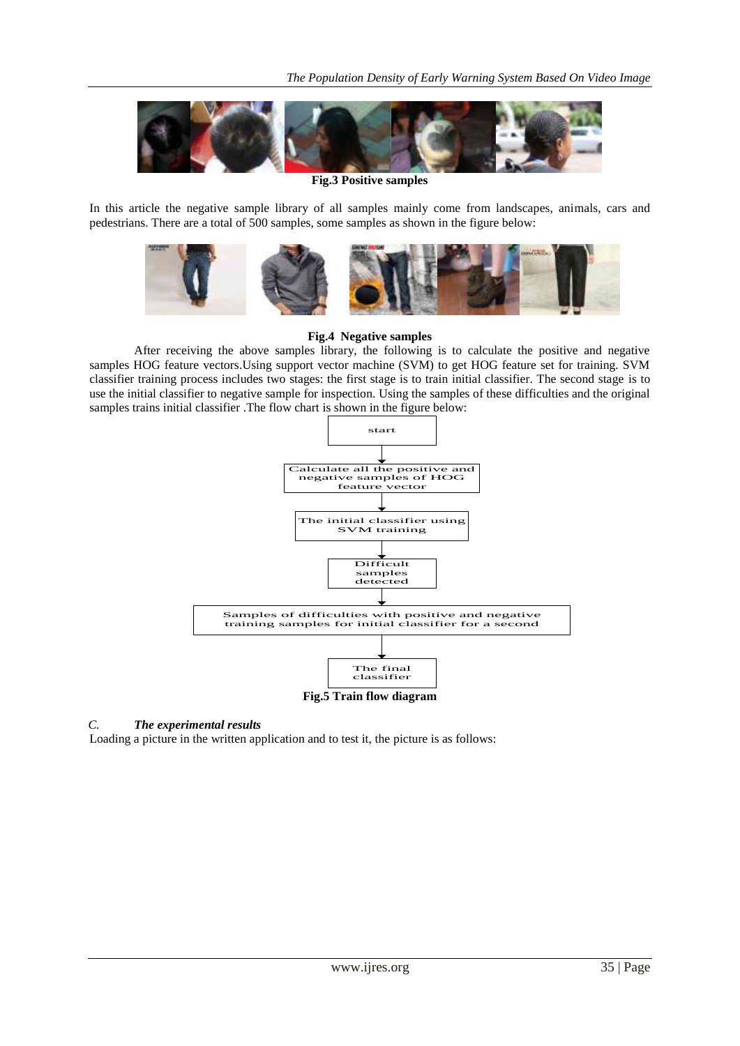**Fig.3 Positive samples**

In this article the negative sample library of all samples mainly come from landscapes, animals, cars and pedestrians. There are a total of 500 samples, some samples as shown in the figure below:

**Fig.4 Negative samples**

After receiving the above samples library, the following is to calculate the positive and negative samples HOG feature vectors.Using support vector machine (SVM) to get HOG feature set for training. SVM classifier training process includes two stages: the first stage is to train initial classifier. The second stage is to use the initial classifier to negative sample for inspection. Using the samples of these difficulties and the original samples trains initial classifier .The flow chart is shown in the figure below:

start

Calculate all the positive and negative samples of HOG feature vector

The initial classifier using SVM training

Difficult samples detected

Samples of difficulties with positive and negative training samples for initial classifier for a second

The final classifier

**Fig.5 Train flow diagram**

### *C. The experimental results*

Loading a picture in the written application and to test it, the picture is as follows: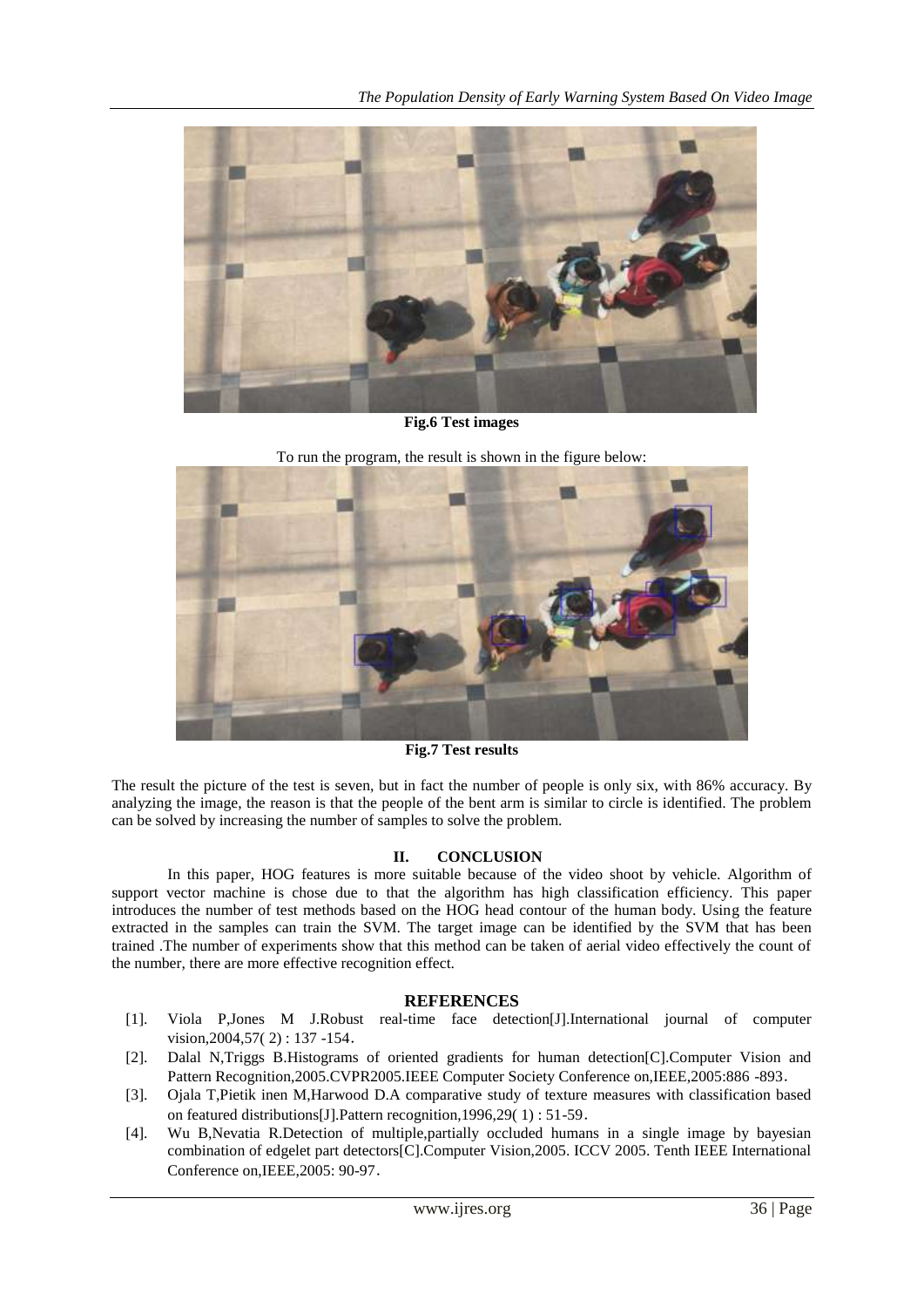**Fig.6 Test images**

To run the program, the result is shown in the figure below:

**Fig.7 Test results**

The result the picture of the test is seven, but in fact the number of people is only six, with 86% accuracy. By analyzing the image, the reason is that the people of the bent arm is similar to circle is identified. The problem can be solved by increasing the number of samples to solve the problem.

## II. CONCLUSION

In this paper, HOG features is more suitable because of the video shoot by vehicle. Algorithm of support vector machine is chose due to that the algorithm has high classification efficiency. This paper introduces the number of test methods based on the HOG head contour of the human body. Using the feature extracted in the samples can train the SVM. The target image can be identified by the SVM that has been trained .The number of experiments show that this method can be taken of aerial video effectively the count of the number, there are more effective recognition effect.

## REFERENCES

[1]. Viola P,Jones M J.Robust real-time face detection[J].International journal of computer vision,2004,57( 2) : 137 -154.

[2]. Dalal N,Triggs B.Histograms of oriented gradients for human detection[C].Computer Vision and Pattern Recognition,2005.CVPR2005.IEEE Computer Society Conference on,IEEE,2005:886 -893.

[3]. Ojala T,Pietik inen M,Harwood D.A comparative study of texture measures with classification based on featured distributions[J].Pattern recognition,1996,29( 1) : 51-59.

[4]. Wu B,Nevatia R.Detection of multiple,partially occluded humans in a single image by bayesian combination of edgelet part detectors[C].Computer Vision,2005. ICCV 2005. Tenth IEEE International Conference on,IEEE,2005: 90-97.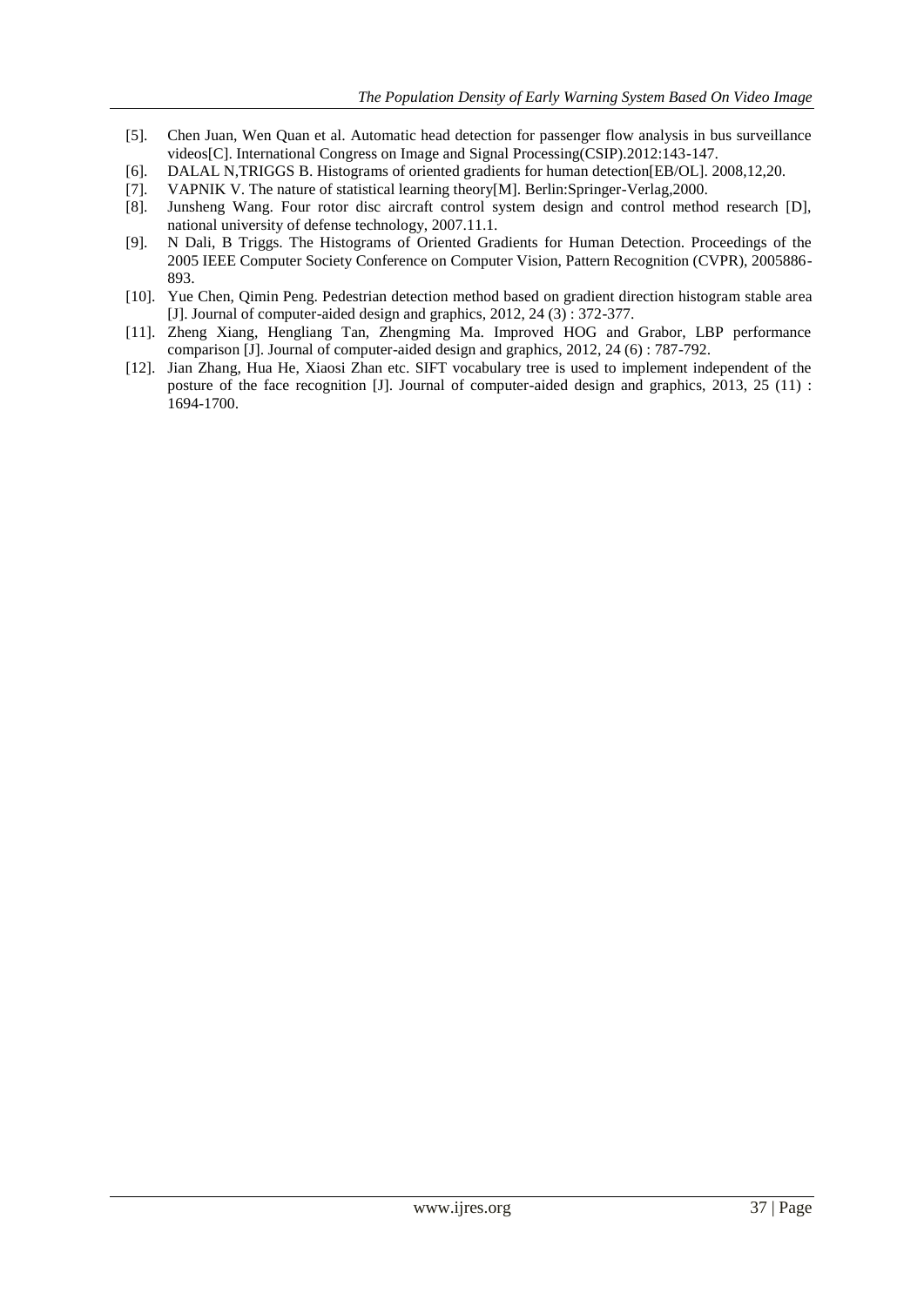[5]. Chen Juan, Wen Quan et al. Automatic head detection for passenger flow analysis in bus surveillance videos[C]. International Congress on Image and Signal Processing(CSIP).2012:143-147.

[6]. DALAL N,TRIGGS B. Histograms of oriented gradients for human detection[EB/OL]. 2008,12,20.

[7]. VAPNIK V. The nature of statistical learning theory[M]. Berlin:Springer-Verlag,2000.

[8]. Junsheng Wang. Four rotor disc aircraft control system design and control method research [D], national university of defense technology, 2007.11.1.

[9]. N Dali, B Triggs. The Histograms of Oriented Gradients for Human Detection. Proceedings of the 2005 IEEE Computer Society Conference on Computer Vision, Pattern Recognition (CVPR), 2005886-893.

[10]. Yue Chen, Qimin Peng. Pedestrian detection method based on gradient direction histogram stable area [J]. Journal of computer-aided design and graphics, 2012, 24 (3) : 372-377.

[11]. Zheng Xiang, Hengliang Tan, Zhengming Ma. Improved HOG and Grabor, LBP performance comparison [J]. Journal of computer-aided design and graphics, 2012, 24 (6) : 787-792.

[12]. Jian Zhang, Hua He, Xiaosi Zhan etc. SIFT vocabulary tree is used to implement independent of the posture of the face recognition [J]. Journal of computer-aided design and graphics, 2013, 25 (11) : 1694-1700.